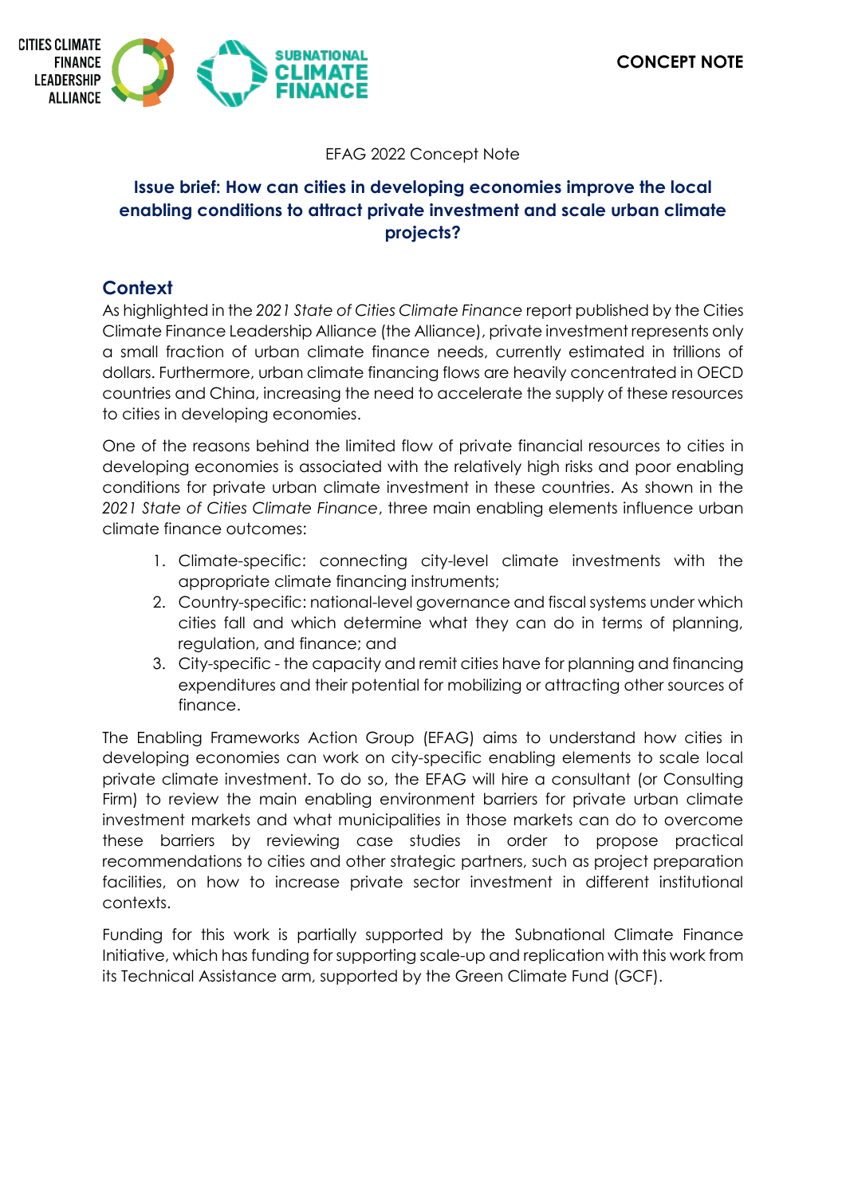CONCEPT NOTE

EFAG 2022 Concept Note

## Issue brief: How can cities in developing economies improve the local enabling conditions to attract private investment and scale urban climate projects?

## Context

As highlighted in the *2021 State of Cities Climate Finance* report published by the Cities Climate Finance Leadership Alliance (the Alliance), private investment represents only a small fraction of urban climate finance needs, currently estimated in trillions of dollars. Furthermore, urban climate financing flows are heavily concentrated in OECD countries and China, increasing the need to accelerate the supply of these resources to cities in developing economies.

One of the reasons behind the limited flow of private financial resources to cities in developing economies is associated with the relatively high risks and poor enabling conditions for private urban climate investment in these countries. As shown in the *2021 State of Cities Climate Finance*, three main enabling elements influence urban climate finance outcomes:

1. Climate-specific: connecting city-level climate investments with the appropriate climate financing instruments;
2. Country-specific: national-level governance and fiscal systems under which cities fall and which determine what they can do in terms of planning, regulation, and finance; and
3. City-specific - the capacity and remit cities have for planning and financing expenditures and their potential for mobilizing or attracting other sources of finance.

The Enabling Frameworks Action Group (EFAG) aims to understand how cities in developing economies can work on city-specific enabling elements to scale local private climate investment. To do so, the EFAG will hire a consultant (or Consulting Firm) to review the main enabling environment barriers for private urban climate investment markets and what municipalities in those markets can do to overcome these barriers by reviewing case studies in order to propose practical recommendations to cities and other strategic partners, such as project preparation facilities, on how to increase private sector investment in different institutional contexts.

Funding for this work is partially supported by the Subnational Climate Finance Initiative, which has funding for supporting scale-up and replication with this work from its Technical Assistance arm, supported by the Green Climate Fund (GCF).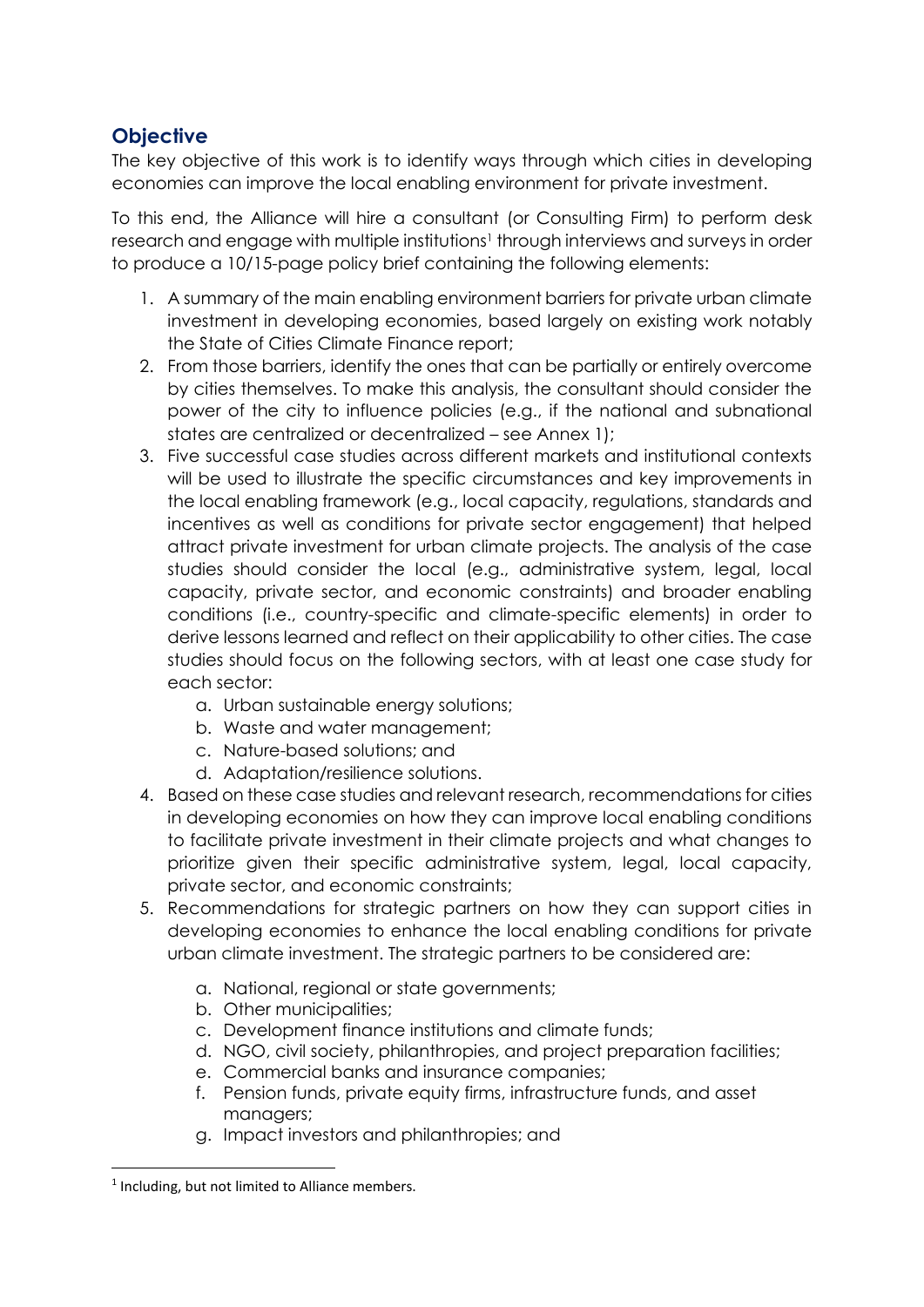## Objective

The key objective of this work is to identify ways through which cities in developing economies can improve the local enabling environment for private investment.

To this end, the Alliance will hire a consultant (or Consulting Firm) to perform desk research and engage with multiple institutions[1] through interviews and surveys in order to produce a 10/15-page policy brief containing the following elements:

1. A summary of the main enabling environment barriers for private urban climate investment in developing economies, based largely on existing work notably the State of Cities Climate Finance report;
2. From those barriers, identify the ones that can be partially or entirely overcome by cities themselves. To make this analysis, the consultant should consider the power of the city to influence policies (e.g., if the national and subnational states are centralized or decentralized – see Annex 1);
3. Five successful case studies across different markets and institutional contexts will be used to illustrate the specific circumstances and key improvements in the local enabling framework (e.g., local capacity, regulations, standards and incentives as well as conditions for private sector engagement) that helped attract private investment for urban climate projects. The analysis of the case studies should consider the local (e.g., administrative system, legal, local capacity, private sector, and economic constraints) and broader enabling conditions (i.e., country-specific and climate-specific elements) in order to derive lessons learned and reflect on their applicability to other cities. The case studies should focus on the following sectors, with at least one case study for each sector:
   a. Urban sustainable energy solutions;
   b. Waste and water management;
   c. Nature-based solutions; and
   d. Adaptation/resilience solutions.
4. Based on these case studies and relevant research, recommendations for cities in developing economies on how they can improve local enabling conditions to facilitate private investment in their climate projects and what changes to prioritize given their specific administrative system, legal, local capacity, private sector, and economic constraints;
5. Recommendations for strategic partners on how they can support cities in developing economies to enhance the local enabling conditions for private urban climate investment. The strategic partners to be considered are:
   a. National, regional or state governments;
   b. Other municipalities;
   c. Development finance institutions and climate funds;
   d. NGO, civil society, philanthropies, and project preparation facilities;
   e. Commercial banks and insurance companies;
   f. Pension funds, private equity firms, infrastructure funds, and asset managers;
   g. Impact investors and philanthropies; and

[1] Including, but not limited to Alliance members.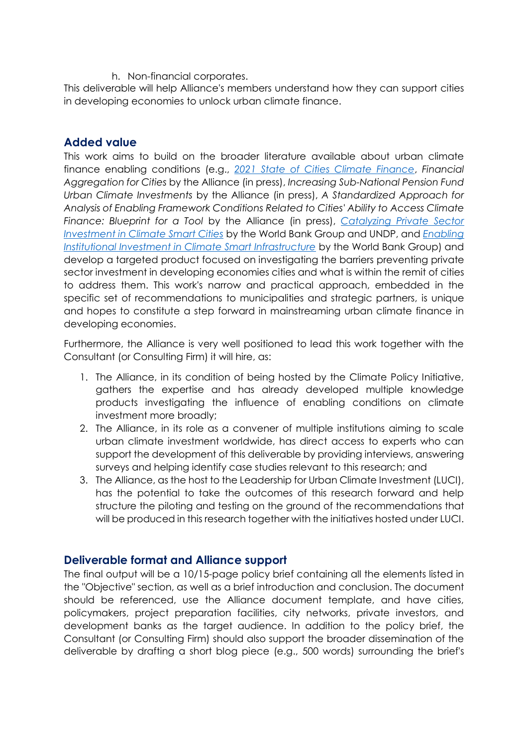h. Non-financial corporates.

This deliverable will help Alliance's members understand how they can support cities in developing economies to unlock urban climate finance.

## Added value

This work aims to build on the broader literature available about urban climate finance enabling conditions (e.g., [2021 State of Cities Climate Finance](), *Financial Aggregation for Cities* by the Alliance (in press), *Increasing Sub-National Pension Fund Urban Climate Investments* by the Alliance (in press), *A Standardized Approach for Analysis of Enabling Framework Conditions Related to Cities' Ability to Access Climate Finance: Blueprint for a Tool* by the Alliance (in press), [Catalyzing Private Sector Investment in Climate Smart Cities]() by the World Bank Group and UNDP, and [Enabling Institutional Investment in Climate Smart Infrastructure]() by the World Bank Group) and develop a targeted product focused on investigating the barriers preventing private sector investment in developing economies cities and what is within the remit of cities to address them. This work's narrow and practical approach, embedded in the specific set of recommendations to municipalities and strategic partners, is unique and hopes to constitute a step forward in mainstreaming urban climate finance in developing economies.

Furthermore, the Alliance is very well positioned to lead this work together with the Consultant (or Consulting Firm) it will hire, as:

1. The Alliance, in its condition of being hosted by the Climate Policy Initiative, gathers the expertise and has already developed multiple knowledge products investigating the influence of enabling conditions on climate investment more broadly;
2. The Alliance, in its role as a convener of multiple institutions aiming to scale urban climate investment worldwide, has direct access to experts who can support the development of this deliverable by providing interviews, answering surveys and helping identify case studies relevant to this research; and
3. The Alliance, as the host to the Leadership for Urban Climate Investment (LUCI), has the potential to take the outcomes of this research forward and help structure the piloting and testing on the ground of the recommendations that will be produced in this research together with the initiatives hosted under LUCI.

## Deliverable format and Alliance support

The final output will be a 10/15-page policy brief containing all the elements listed in the "Objective" section, as well as a brief introduction and conclusion. The document should be referenced, use the Alliance document template, and have cities, policymakers, project preparation facilities, city networks, private investors, and development banks as the target audience. In addition to the policy brief, the Consultant (or Consulting Firm) should also support the broader dissemination of the deliverable by drafting a short blog piece (e.g., 500 words) surrounding the brief's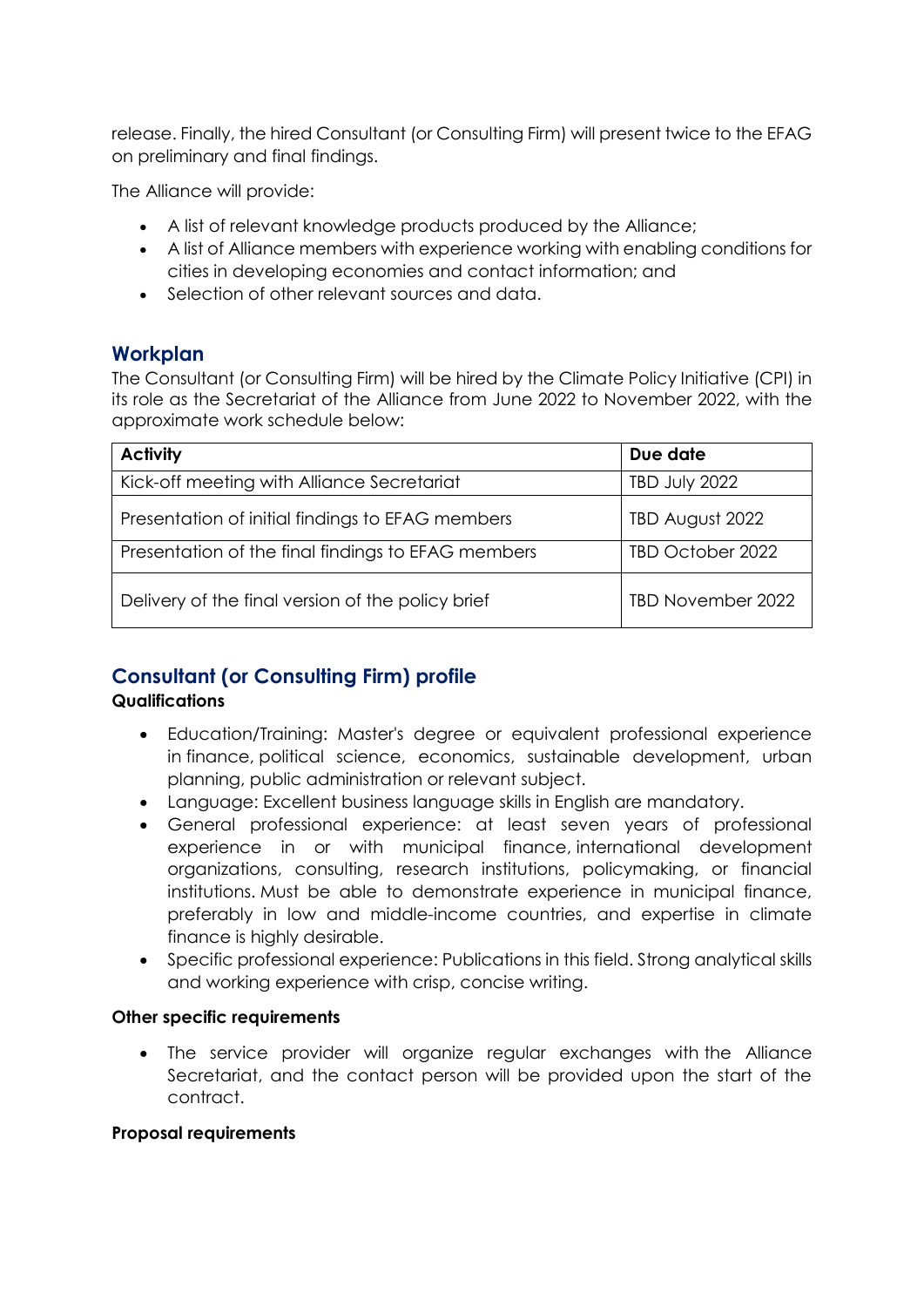release. Finally, the hired Consultant (or Consulting Firm) will present twice to the EFAG on preliminary and final findings.

The Alliance will provide:

- A list of relevant knowledge products produced by the Alliance;
- A list of Alliance members with experience working with enabling conditions for cities in developing economies and contact information; and
- Selection of other relevant sources and data.

## Workplan

The Consultant (or Consulting Firm) will be hired by the Climate Policy Initiative (CPI) in its role as the Secretariat of the Alliance from June 2022 to November 2022, with the approximate work schedule below:

| Activity | Due date |
| --- | --- |
| Kick-off meeting with Alliance Secretariat | TBD July 2022 |
| Presentation of initial findings to EFAG members | TBD August 2022 |
| Presentation of the final findings to EFAG members | TBD October 2022 |
| Delivery of the final version of the policy brief | TBD November 2022 |

## Consultant (or Consulting Firm) profile

### Qualifications

- Education/Training: Master's degree or equivalent professional experience in finance, political science, economics, sustainable development, urban planning, public administration or relevant subject.
- Language: Excellent business language skills in English are mandatory.
- General professional experience: at least seven years of professional experience in or with municipal finance, international development organizations, consulting, research institutions, policymaking, or financial institutions. Must be able to demonstrate experience in municipal finance, preferably in low and middle-income countries, and expertise in climate finance is highly desirable.
- Specific professional experience: Publications in this field. Strong analytical skills and working experience with crisp, concise writing.

### Other specific requirements

- The service provider will organize regular exchanges with the Alliance Secretariat, and the contact person will be provided upon the start of the contract.

### Proposal requirements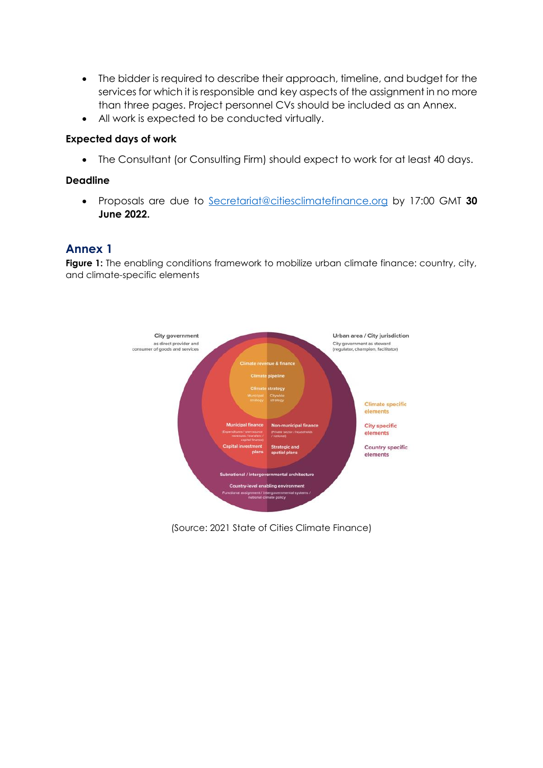- The bidder is required to describe their approach, timeline, and budget for the services for which it is responsible and key aspects of the assignment in no more than three pages. Project personnel CVs should be included as an Annex.
- All work is expected to be conducted virtually.

### Expected days of work

- The Consultant (or Consulting Firm) should expect to work for at least 40 days.

### Deadline

- Proposals are due to Secretariat@citiesclimatefinance.org by 17:00 GMT **30 June 2022.**

## Annex 1

**Figure 1:** The enabling conditions framework to mobilize urban climate finance: country, city, and climate-specific elements

City government
as direct provider and consumer of goods and services

Urban area / City jurisdiction
City government as steward (regulator, champion, facilitator)

Climate revenue & finance
Climate pipeline
Climate strategy
Municipal strategy
Citywide strategy

Municipal finance
(Expenditures / own source revenues / transfers / capital finance)
Non-municipal finance
(Private sector / households / national)
Capital investment plans
Strategic and spatial plans

Subnational / intergovernmental architecture
Country-level enabling environment
Functional assignment / intergovernmental systems / national climate policy

Climate specific elements
City specific elements
Country specific elements

(Source: 2021 State of Cities Climate Finance)